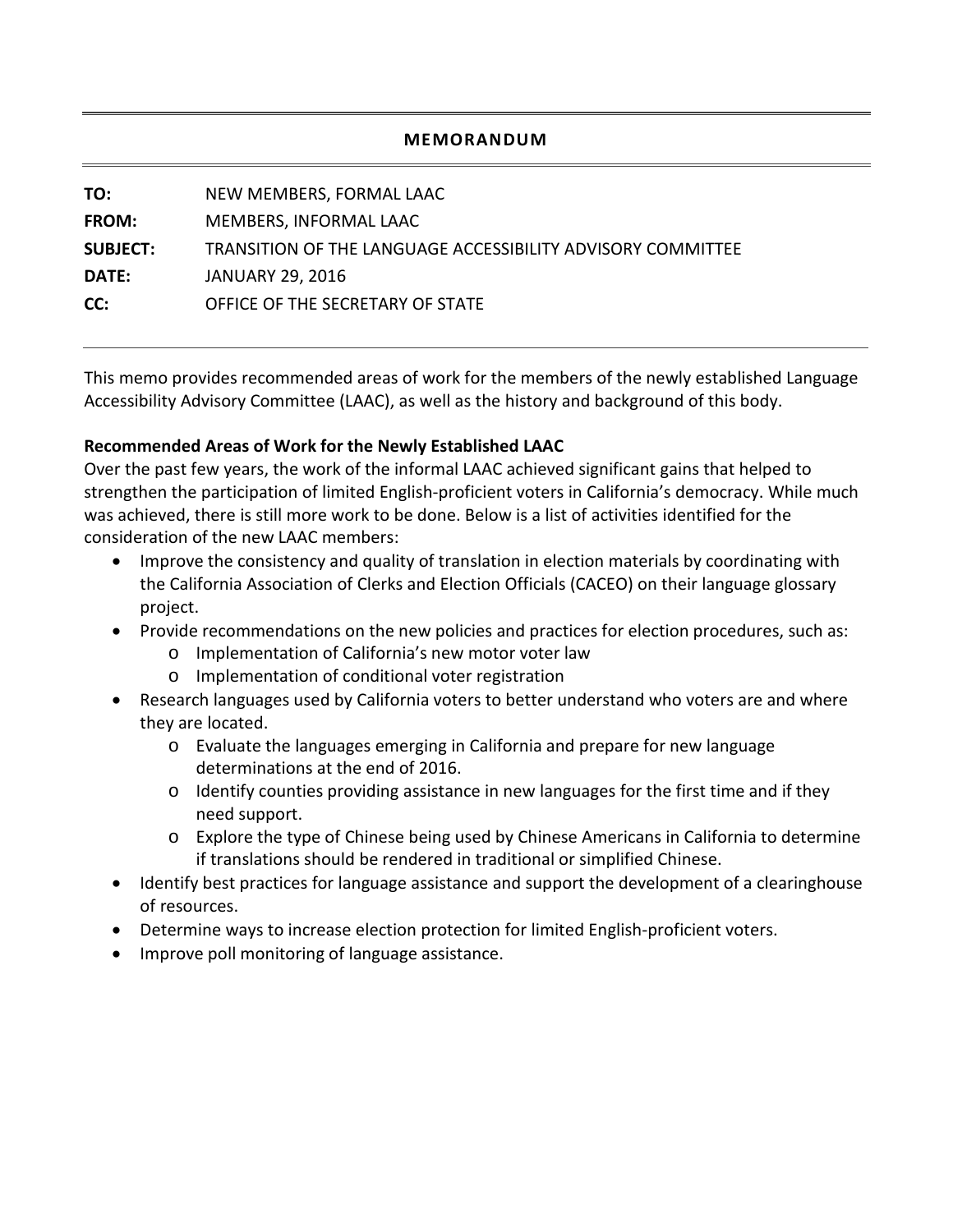## MEMORANDUM

| | |
|---|---|
| **TO:** | NEW MEMBERS, FORMAL LAAC |
| **FROM:** | MEMBERS, INFORMAL LAAC |
| **SUBJECT:** | TRANSITION OF THE LANGUAGE ACCESSIBILITY ADVISORY COMMITTEE |
| **DATE:** | JANUARY 29, 2016 |
| **CC:** | OFFICE OF THE SECRETARY OF STATE |

---

This memo provides recommended areas of work for the members of the newly established Language Accessibility Advisory Committee (LAAC), as well as the history and background of this body.

**Recommended Areas of Work for the Newly Established LAAC**

Over the past few years, the work of the informal LAAC achieved significant gains that helped to strengthen the participation of limited English-proficient voters in California's democracy. While much was achieved, there is still more work to be done. Below is a list of activities identified for the consideration of the new LAAC members:

- Improve the consistency and quality of translation in election materials by coordinating with the California Association of Clerks and Election Officials (CACEO) on their language glossary project.
- Provide recommendations on the new policies and practices for election procedures, such as:
  - Implementation of California's new motor voter law
  - Implementation of conditional voter registration
- Research languages used by California voters to better understand who voters are and where they are located.
  - Evaluate the languages emerging in California and prepare for new language determinations at the end of 2016.
  - Identify counties providing assistance in new languages for the first time and if they need support.
  - Explore the type of Chinese being used by Chinese Americans in California to determine if translations should be rendered in traditional or simplified Chinese.
- Identify best practices for language assistance and support the development of a clearinghouse of resources.
- Determine ways to increase election protection for limited English-proficient voters.
- Improve poll monitoring of language assistance.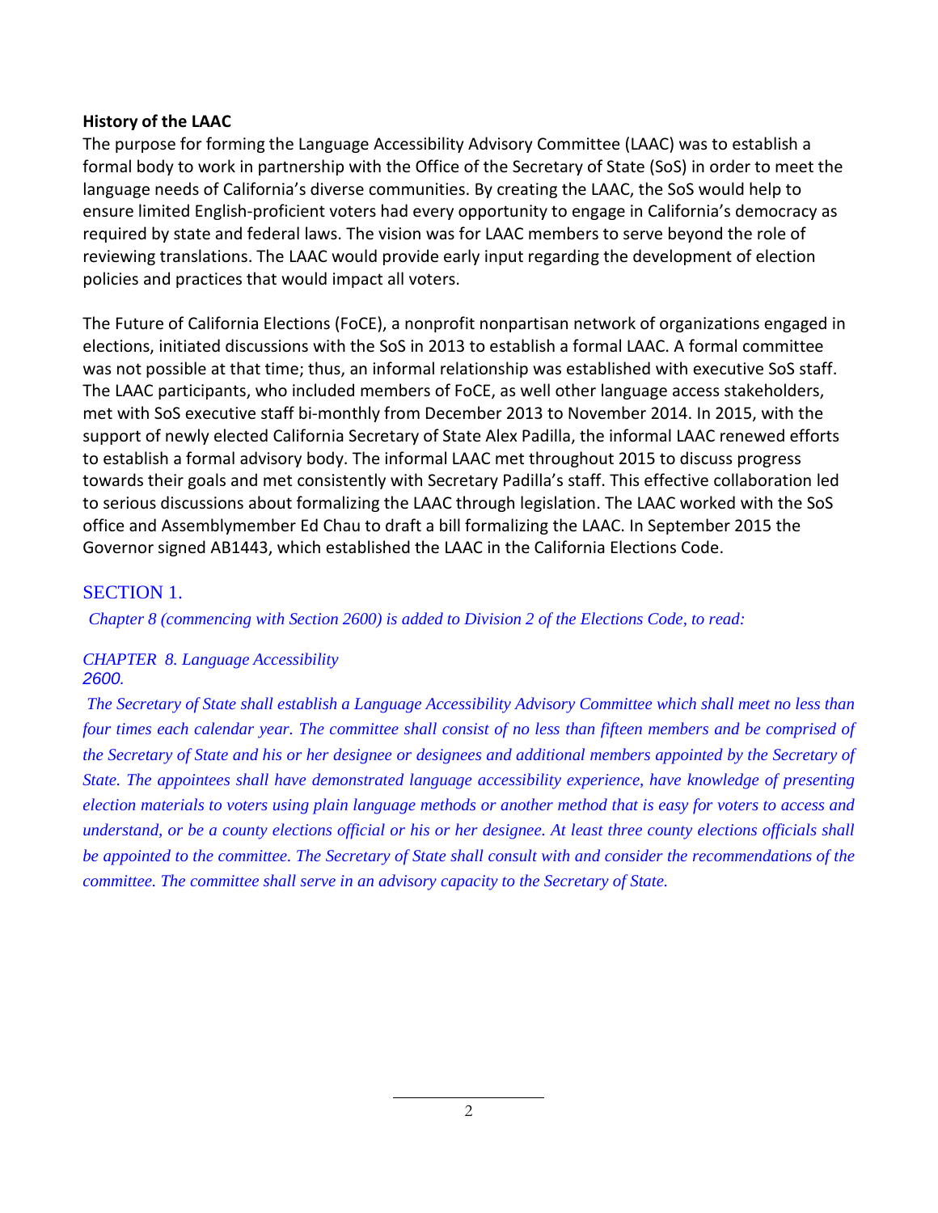**History of the LAAC**

The purpose for forming the Language Accessibility Advisory Committee (LAAC) was to establish a formal body to work in partnership with the Office of the Secretary of State (SoS) in order to meet the language needs of California's diverse communities. By creating the LAAC, the SoS would help to ensure limited English-proficient voters had every opportunity to engage in California's democracy as required by state and federal laws. The vision was for LAAC members to serve beyond the role of reviewing translations. The LAAC would provide early input regarding the development of election policies and practices that would impact all voters.

The Future of California Elections (FoCE), a nonprofit nonpartisan network of organizations engaged in elections, initiated discussions with the SoS in 2013 to establish a formal LAAC. A formal committee was not possible at that time; thus, an informal relationship was established with executive SoS staff. The LAAC participants, who included members of FoCE, as well other language access stakeholders, met with SoS executive staff bi-monthly from December 2013 to November 2014. In 2015, with the support of newly elected California Secretary of State Alex Padilla, the informal LAAC renewed efforts to establish a formal advisory body. The informal LAAC met throughout 2015 to discuss progress towards their goals and met consistently with Secretary Padilla's staff. This effective collaboration led to serious discussions about formalizing the LAAC through legislation. The LAAC worked with the SoS office and Assemblymember Ed Chau to draft a bill formalizing the LAAC. In September 2015 the Governor signed AB1443, which established the LAAC in the California Elections Code.

## SECTION 1.

*Chapter 8 (commencing with Section 2600) is added to Division 2 of the Elections Code, to read:*

*CHAPTER 8. Language Accessibility*
*2600.*

*The Secretary of State shall establish a Language Accessibility Advisory Committee which shall meet no less than four times each calendar year. The committee shall consist of no less than fifteen members and be comprised of the Secretary of State and his or her designee or designees and additional members appointed by the Secretary of State. The appointees shall have demonstrated language accessibility experience, have knowledge of presenting election materials to voters using plain language methods or another method that is easy for voters to access and understand, or be a county elections official or his or her designee. At least three county elections officials shall be appointed to the committee. The Secretary of State shall consult with and consider the recommendations of the committee. The committee shall serve in an advisory capacity to the Secretary of State.*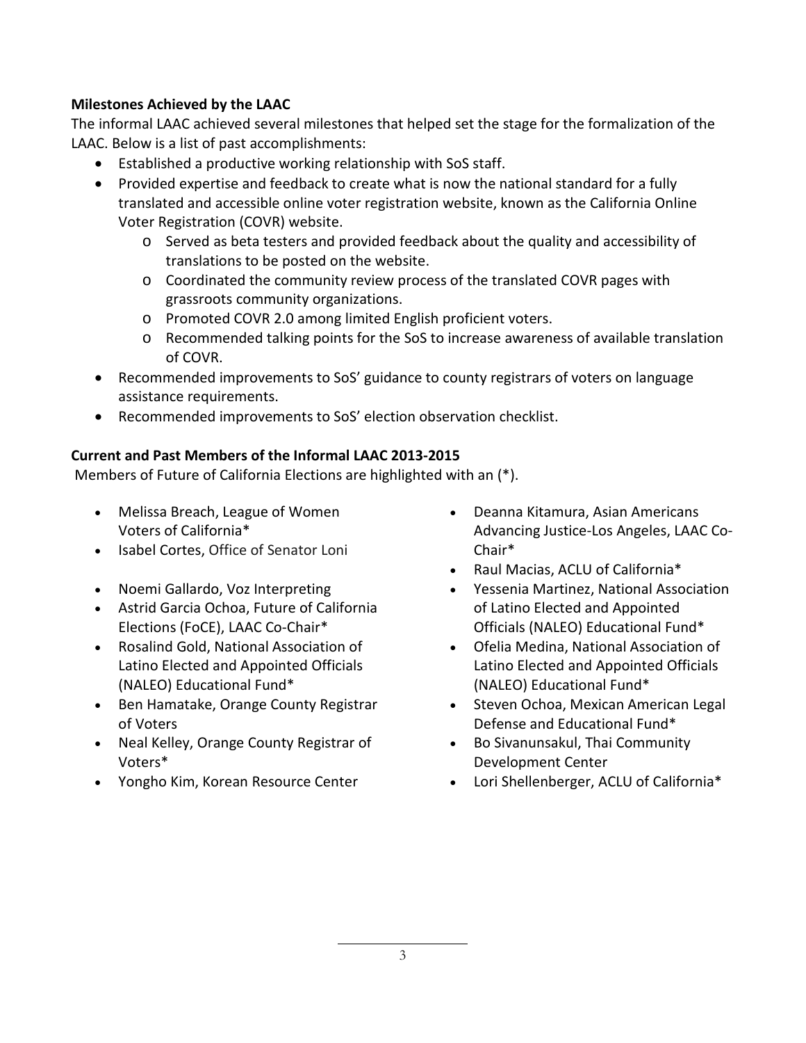**Milestones Achieved by the LAAC**

The informal LAAC achieved several milestones that helped set the stage for the formalization of the LAAC. Below is a list of past accomplishments:

- Established a productive working relationship with SoS staff.
- Provided expertise and feedback to create what is now the national standard for a fully translated and accessible online voter registration website, known as the California Online Voter Registration (COVR) website.
  - Served as beta testers and provided feedback about the quality and accessibility of translations to be posted on the website.
  - Coordinated the community review process of the translated COVR pages with grassroots community organizations.
  - Promoted COVR 2.0 among limited English proficient voters.
  - Recommended talking points for the SoS to increase awareness of available translation of COVR.
- Recommended improvements to SoS' guidance to county registrars of voters on language assistance requirements.
- Recommended improvements to SoS' election observation checklist.

**Current and Past Members of the Informal LAAC 2013-2015**

Members of Future of California Elections are highlighted with an (*).

- Melissa Breach, League of Women Voters of California*
- Isabel Cortes, Office of Senator Loni
- Noemi Gallardo, Voz Interpreting
- Astrid Garcia Ochoa, Future of California Elections (FoCE), LAAC Co-Chair*
- Rosalind Gold, National Association of Latino Elected and Appointed Officials (NALEO) Educational Fund*
- Ben Hamatake, Orange County Registrar of Voters
- Neal Kelley, Orange County Registrar of Voters*
- Yongho Kim, Korean Resource Center
- Deanna Kitamura, Asian Americans Advancing Justice-Los Angeles, LAAC Co-Chair*
- Raul Macias, ACLU of California*
- Yessenia Martinez, National Association of Latino Elected and Appointed Officials (NALEO) Educational Fund*
- Ofelia Medina, National Association of Latino Elected and Appointed Officials (NALEO) Educational Fund*
- Steven Ochoa, Mexican American Legal Defense and Educational Fund*
- Bo Sivanunsakul, Thai Community Development Center
- Lori Shellenberger, ACLU of California*